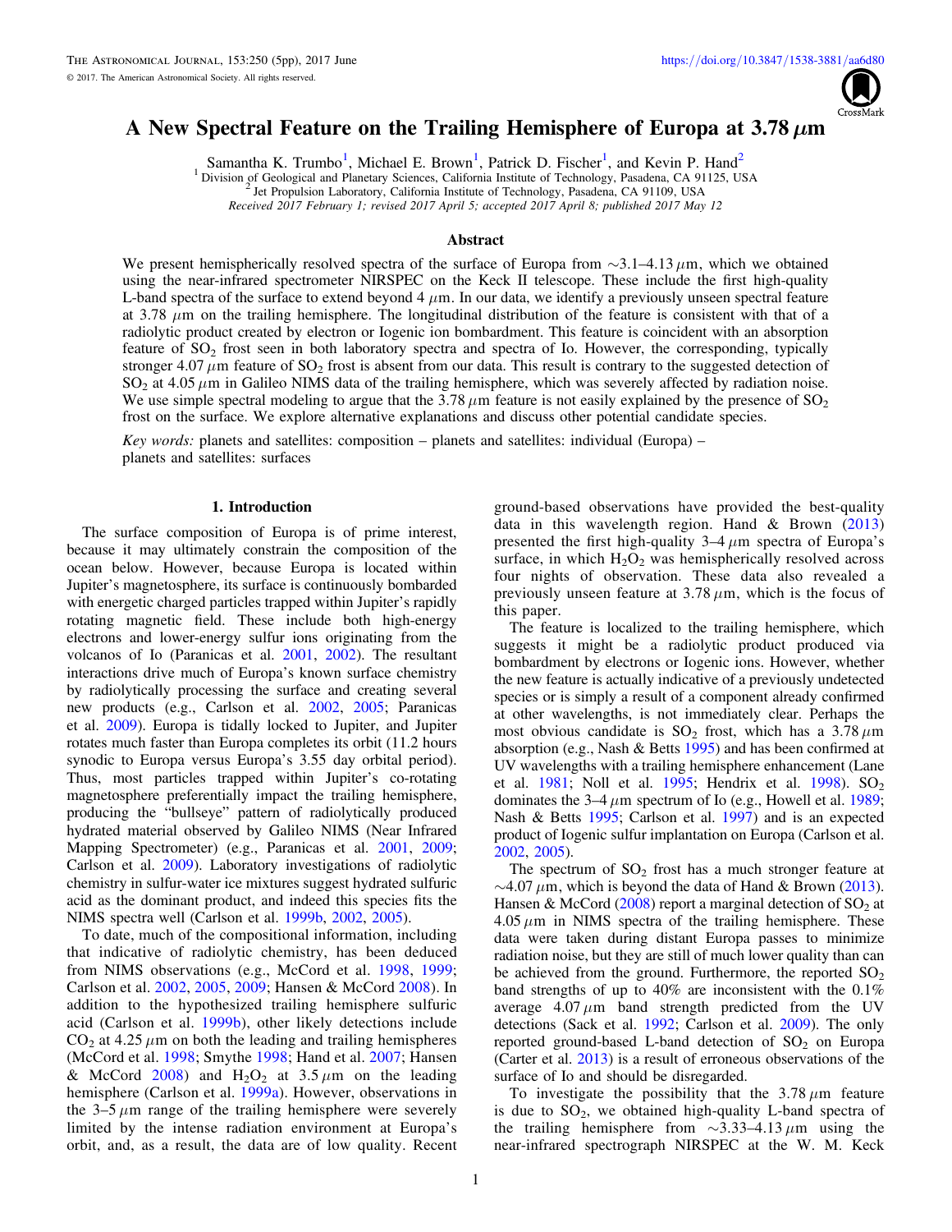# A New Spectral Feature on the Trailing Hemisphere of Europa at 3.78 $\mu$m

Samantha K. Trumbo[1], Michael E. Brown[1], Patrick D. Fischer[1], and Kevin P. Hand[2]

[1] Division of Geological and Planetary Sciences, California Institute of Technology, Pasadena, CA 91125, USA
[2] Jet Propulsion Laboratory, California Institute of Technology, Pasadena, CA 91109, USA

*Received 2017 February 1; revised 2017 April 5; accepted 2017 April 8; published 2017 May 12*

## Abstract

We present hemispherically resolved spectra of the surface of Europa from ~3.1–4.13 $\mu$m, which we obtained using the near-infrared spectrometer NIRSPEC on the Keck II telescope. These include the first high-quality L-band spectra of the surface to extend beyond 4 $\mu$m. In our data, we identify a previously unseen spectral feature at 3.78 $\mu$m on the trailing hemisphere. The longitudinal distribution of the feature is consistent with that of a radiolytic product created by electron or Iogenic ion bombardment. This feature is coincident with an absorption feature of $SO_2$ frost seen in both laboratory spectra and spectra of Io. However, the corresponding, typically stronger 4.07 $\mu$m feature of $SO_2$ frost is absent from our data. This result is contrary to the suggested detection of $SO_2$ at 4.05 $\mu$m in Galileo NIMS data of the trailing hemisphere, which was severely affected by radiation noise. We use simple spectral modeling to argue that the 3.78 $\mu$m feature is not easily explained by the presence of $SO_2$ frost on the surface. We explore alternative explanations and discuss other potential candidate species.

*Key words:* planets and satellites: composition – planets and satellites: individual (Europa) – planets and satellites: surfaces

## 1. Introduction

The surface composition of Europa is of prime interest, because it may ultimately constrain the composition of the ocean below. However, because Europa is located within Jupiter's magnetosphere, its surface is continuously bombarded with energetic charged particles trapped within Jupiter's rapidly rotating magnetic field. These include both high-energy electrons and lower-energy sulfur ions originating from the volcanos of Io (Paranicas et al. 2001, 2002). The resultant interactions drive much of Europa's known surface chemistry by radiolytically processing the surface and creating several new products (e.g., Carlson et al. 2002, 2005; Paranicas et al. 2009). Europa is tidally locked to Jupiter, and Jupiter rotates much faster than Europa completes its orbit (11.2 hours synodic to Europa versus Europa's 3.55 day orbital period). Thus, most particles trapped within Jupiter's co-rotating magnetosphere preferentially impact the trailing hemisphere, producing the "bullseye" pattern of radiolytically produced hydrated material observed by Galileo NIMS (Near Infrared Mapping Spectrometer) (e.g., Paranicas et al. 2001, 2009; Carlson et al. 2009). Laboratory investigations of radiolytic chemistry in sulfur-water ice mixtures suggest hydrated sulfuric acid as the dominant product, and indeed this species fits the NIMS spectra well (Carlson et al. 1999b, 2002, 2005).

To date, much of the compositional information, including that indicative of radiolytic chemistry, has been deduced from NIMS observations (e.g., McCord et al. 1998, 1999; Carlson et al. 2002, 2005, 2009; Hansen & McCord 2008). In addition to the hypothesized trailing hemisphere sulfuric acid (Carlson et al. 1999b), other likely detections include $CO_2$ at 4.25 $\mu$m on both the leading and trailing hemispheres (McCord et al. 1998; Smythe 1998; Hand et al. 2007; Hansen & McCord 2008) and $H_2O_2$ at 3.5 $\mu$m on the leading hemisphere (Carlson et al. 1999a). However, observations in the 3–5 $\mu$m range of the trailing hemisphere were severely limited by the intense radiation environment at Europa's orbit, and, as a result, the data are of low quality. Recent ground-based observations have provided the best-quality data in this wavelength region. Hand & Brown (2013) presented the first high-quality 3–4 $\mu$m spectra of Europa's surface, in which $H_2O_2$ was hemispherically resolved across four nights of observation. These data also revealed a previously unseen feature at 3.78 $\mu$m, which is the focus of this paper.

The feature is localized to the trailing hemisphere, which suggests it might be a radiolytic product produced via bombardment by electrons or Iogenic ions. However, whether the new feature is actually indicative of a previously undetected species or is simply a result of a component already confirmed at other wavelengths, is not immediately clear. Perhaps the most obvious candidate is $SO_2$ frost, which has a 3.78 $\mu$m absorption (e.g., Nash & Betts 1995) and has been confirmed at UV wavelengths with a trailing hemisphere enhancement (Lane et al. 1981; Noll et al. 1995; Hendrix et al. 1998). $SO_2$ dominates the 3–4 $\mu$m spectrum of Io (e.g., Howell et al. 1989; Nash & Betts 1995; Carlson et al. 1997) and is an expected product of Iogenic sulfur implantation on Europa (Carlson et al. 2002, 2005).

The spectrum of $SO_2$ frost has a much stronger feature at ~4.07 $\mu$m, which is beyond the data of Hand & Brown (2013). Hansen & McCord (2008) report a marginal detection of $SO_2$ at 4.05 $\mu$m in NIMS spectra of the trailing hemisphere. These data were taken during distant Europa passes to minimize radiation noise, but they are still of much lower quality than can be achieved from the ground. Furthermore, the reported $SO_2$ band strengths of up to 40% are inconsistent with the 0.1% average 4.07 $\mu$m band strength predicted from the UV detections (Sack et al. 1992; Carlson et al. 2009). The only reported ground-based L-band detection of $SO_2$ on Europa (Carter et al. 2013) is a result of erroneous observations of the surface of Io and should be disregarded.

To investigate the possibility that the 3.78 $\mu$m feature is due to $SO_2$, we obtained high-quality L-band spectra of the trailing hemisphere from ~3.33–4.13 $\mu$m using the near-infrared spectrograph NIRSPEC at the W. M. Keck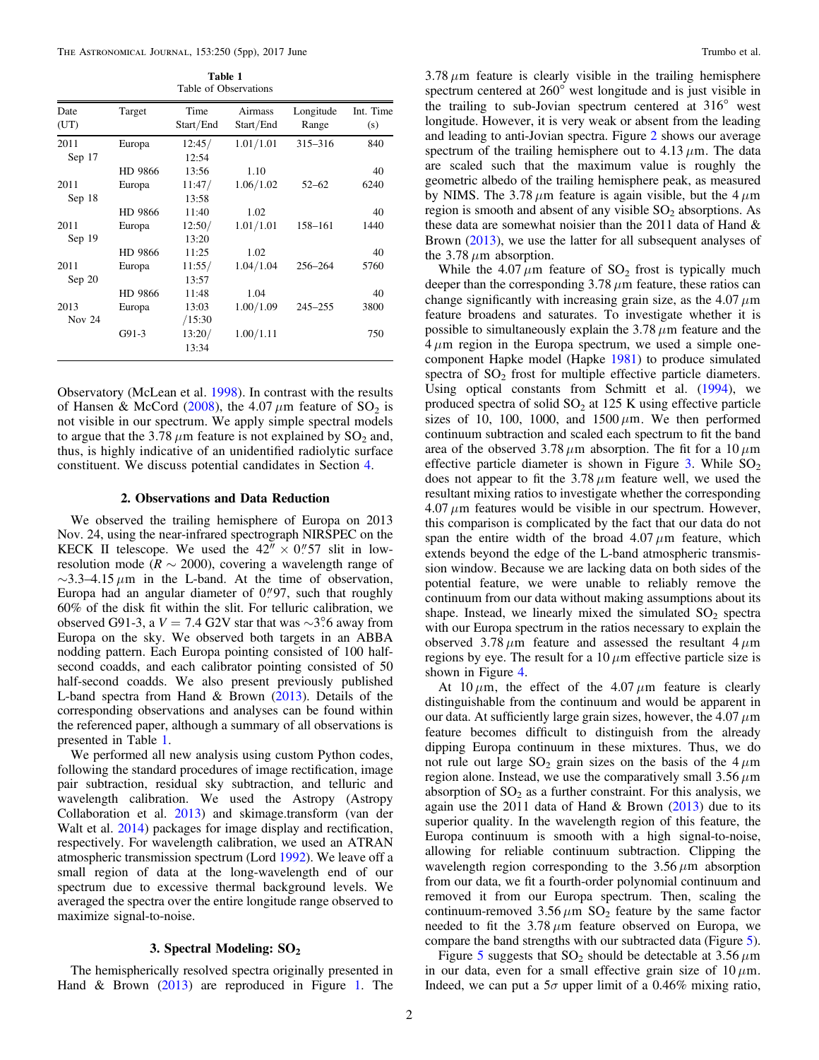**Table 1**
Table of Observations

| Date (UT) | Target | Time Start/End | Airmass Start/End | Longitude Range | Int. Time (s) |
|---|---|---|---|---|---|
| 2011 Sep 17 | Europa | 12:45/ 12:54 | 1.01/1.01 | 315–316 | 840 |
| | HD 9866 | 13:56 | 1.10 | | 40 |
| 2011 Sep 18 | Europa | 11:47/ 13:58 | 1.06/1.02 | 52–62 | 6240 |
| | HD 9866 | 11:40 | 1.02 | | 40 |
| 2011 Sep 19 | Europa | 12:50/ 13:20 | 1.01/1.01 | 158–161 | 1440 |
| | HD 9866 | 11:25 | 1.02 | | 40 |
| 2011 Sep 20 | Europa | 11:55/ 13:57 | 1.04/1.04 | 256–264 | 5760 |
| | HD 9866 | 11:48 | 1.04 | | 40 |
| 2013 Nov 24 | Europa | 13:03 /15:30 | 1.00/1.09 | 245–255 | 3800 |
| | G91-3 | 13:20/ 13:34 | 1.00/1.11 | | 750 |

Observatory (McLean et al. 1998). In contrast with the results of Hansen & McCord (2008), the 4.07 $\mu$m feature of $SO_2$ is not visible in our spectrum. We apply simple spectral models to argue that the 3.78 $\mu$m feature is not explained by $SO_2$ and, thus, is highly indicative of an unidentified radiolytic surface constituent. We discuss potential candidates in Section 4.

## 2. Observations and Data Reduction

We observed the trailing hemisphere of Europa on 2013 Nov. 24, using the near-infrared spectrograph NIRSPEC on the KECK II telescope. We used the $42'' \times 0\farcs57$ slit in low-resolution mode ($R \sim 2000$), covering a wavelength range of $\sim$3.3–4.15 $\mu$m in the L-band. At the time of observation, Europa had an angular diameter of $0\farcs97$, such that roughly 60% of the disk fit within the slit. For telluric calibration, we observed G91-3, a $V = 7.4$ G2V star that was $\sim 3\fdg6$ away from Europa on the sky. We observed both targets in an ABBA nodding pattern. Each Europa pointing consisted of 100 half-second coadds, and each calibrator pointing consisted of 50 half-second coadds. We also present previously published L-band spectra from Hand & Brown (2013). Details of the corresponding observations and analyses can be found within the referenced paper, although a summary of all observations is presented in Table 1.

We performed all new analysis using custom Python codes, following the standard procedures of image rectification, image pair subtraction, residual sky subtraction, and telluric and wavelength calibration. We used the Astropy (Astropy Collaboration et al. 2013) and skimage.transform (van der Walt et al. 2014) packages for image display and rectification, respectively. For wavelength calibration, we used an ATRAN atmospheric transmission spectrum (Lord 1992). We leave off a small region of data at the long-wavelength end of our spectrum due to excessive thermal background levels. We averaged the spectra over the entire longitude range observed to maximize signal-to-noise.

## 3. Spectral Modeling: $SO_2$

The hemispherically resolved spectra originally presented in Hand & Brown (2013) are reproduced in Figure 1. The 3.78 $\mu$m feature is clearly visible in the trailing hemisphere spectrum centered at 260° west longitude and is just visible in the trailing to sub-Jovian spectrum centered at 316° west longitude. However, it is very weak or absent from the leading and leading to anti-Jovian spectra. Figure 2 shows our average spectrum of the trailing hemisphere out to 4.13 $\mu$m. The data are scaled such that the maximum value is roughly the geometric albedo of the trailing hemisphere peak, as measured by NIMS. The 3.78 $\mu$m feature is again visible, but the 4 $\mu$m region is smooth and absent of any visible $SO_2$ absorptions. As these data are somewhat noisier than the 2011 data of Hand & Brown (2013), we use the latter for all subsequent analyses of the 3.78 $\mu$m absorption.

While the 4.07 $\mu$m feature of $SO_2$ frost is typically much deeper than the corresponding 3.78 $\mu$m feature, these ratios can change significantly with increasing grain size, as the 4.07 $\mu$m feature broadens and saturates. To investigate whether it is possible to simultaneously explain the 3.78 $\mu$m feature and the 4 $\mu$m region in the Europa spectrum, we used a simple one-component Hapke model (Hapke 1981) to produce simulated spectra of $SO_2$ frost for multiple effective particle diameters. Using optical constants from Schmitt et al. (1994), we produced spectra of solid $SO_2$ at 125 K using effective particle sizes of 10, 100, 1000, and 1500 $\mu$m. We then performed continuum subtraction and scaled each spectrum to fit the band area of the observed 3.78 $\mu$m absorption. The fit for a 10 $\mu$m effective particle diameter is shown in Figure 3. While $SO_2$ does not appear to fit the 3.78 $\mu$m feature well, we used the resultant mixing ratios to investigate whether the corresponding 4.07 $\mu$m features would be visible in our spectrum. However, this comparison is complicated by the fact that our data do not span the entire width of the broad 4.07 $\mu$m feature, which extends beyond the edge of the L-band atmospheric transmission window. Because we are lacking data on both sides of the potential feature, we were unable to reliably remove the continuum from our data without making assumptions about its shape. Instead, we linearly mixed the simulated $SO_2$ spectra with our Europa spectrum in the ratios necessary to explain the observed 3.78 $\mu$m feature and assessed the resultant 4 $\mu$m regions by eye. The result for a 10 $\mu$m effective particle size is shown in Figure 4.

At 10 $\mu$m, the effect of the 4.07 $\mu$m feature is clearly distinguishable from the continuum and would be apparent in our data. At sufficiently large grain sizes, however, the 4.07 $\mu$m feature becomes difficult to distinguish from the already dipping Europa continuum in these mixtures. Thus, we do not rule out large $SO_2$ grain sizes on the basis of the 4 $\mu$m region alone. Instead, we use the comparatively small 3.56 $\mu$m absorption of $SO_2$ as a further constraint. For this analysis, we again use the 2011 data of Hand & Brown (2013) due to its superior quality. In the wavelength region of this feature, the Europa continuum is smooth with a high signal-to-noise, allowing for reliable continuum subtraction. Clipping the wavelength region corresponding to the 3.56 $\mu$m absorption from our data, we fit a fourth-order polynomial continuum and removed it from our Europa spectrum. Then, scaling the continuum-removed 3.56 $\mu$m $SO_2$ feature by the same factor needed to fit the 3.78 $\mu$m feature observed on Europa, we compare the band strengths with our subtracted data (Figure 5).

Figure 5 suggests that $SO_2$ should be detectable at 3.56 $\mu$m in our data, even for a small effective grain size of 10 $\mu$m. Indeed, we can put a 5$\sigma$ upper limit of a 0.46% mixing ratio,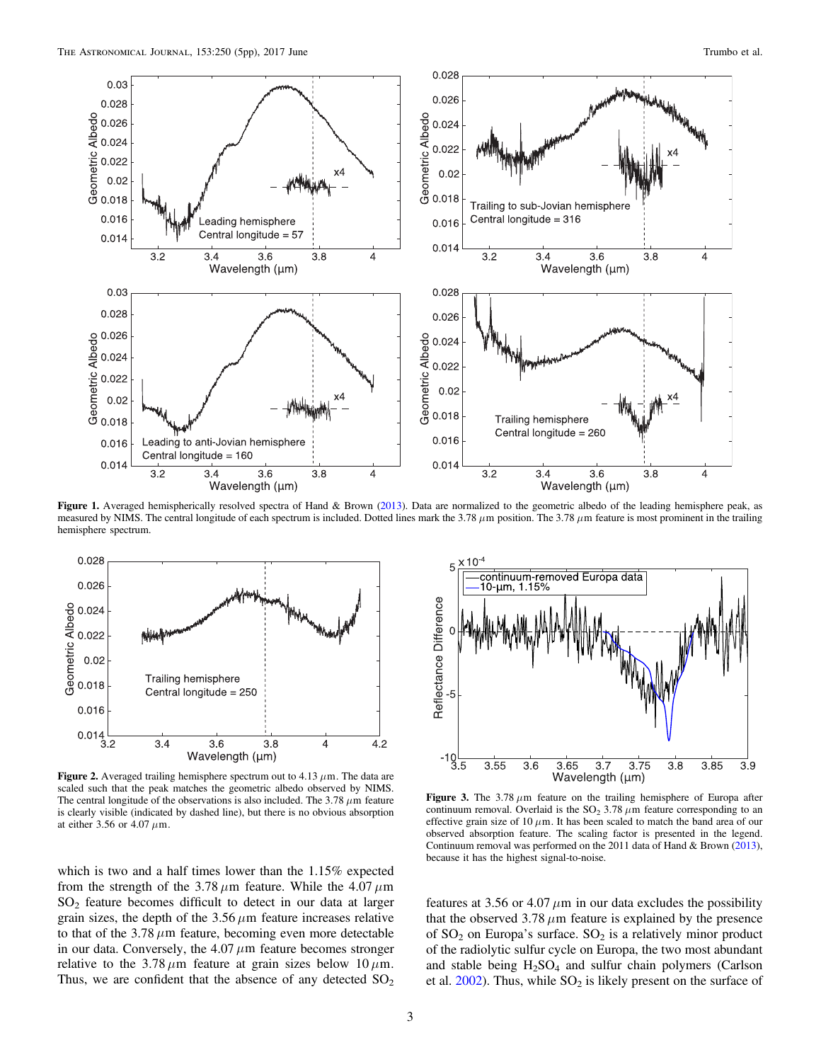**Figure 1.** Averaged hemispherically resolved spectra of Hand & Brown (2013). Data are normalized to the geometric albedo of the leading hemisphere peak, as measured by NIMS. The central longitude of each spectrum is included. Dotted lines mark the 3.78 $\mu$m position. The 3.78 $\mu$m feature is most prominent in the trailing hemisphere spectrum.

**Figure 2.** Averaged trailing hemisphere spectrum out to 4.13 $\mu$m. The data are scaled such that the peak matches the geometric albedo observed by NIMS. The central longitude of the observations is also included. The 3.78 $\mu$m feature is clearly visible (indicated by dashed line), but there is no obvious absorption at either 3.56 or 4.07 $\mu$m.

**Figure 3.** The 3.78 $\mu$m feature on the trailing hemisphere of Europa after continuum removal. Overlaid is the $SO_2$ 3.78 $\mu$m feature corresponding to an effective grain size of 10 $\mu$m. It has been scaled to match the band area of our observed absorption feature. The scaling factor is presented in the legend. Continuum removal was performed on the 2011 data of Hand & Brown (2013), because it has the highest signal-to-noise.

which is two and a half times lower than the 1.15% expected from the strength of the 3.78 $\mu$m feature. While the 4.07 $\mu$m $SO_2$ feature becomes difficult to detect in our data at larger grain sizes, the depth of the 3.56 $\mu$m feature increases relative to that of the 3.78 $\mu$m feature, becoming even more detectable in our data. Conversely, the 4.07 $\mu$m feature becomes stronger relative to the 3.78 $\mu$m feature at grain sizes below 10 $\mu$m. Thus, we are confident that the absence of any detected $SO_2$ features at 3.56 or 4.07 $\mu$m in our data excludes the possibility that the observed 3.78 $\mu$m feature is explained by the presence of $SO_2$ on Europa's surface. $SO_2$ is a relatively minor product of the radiolytic sulfur cycle on Europa, the two most abundant and stable being $H_2SO_4$ and sulfur chain polymers (Carlson et al. 2002). Thus, while $SO_2$ is likely present on the surface of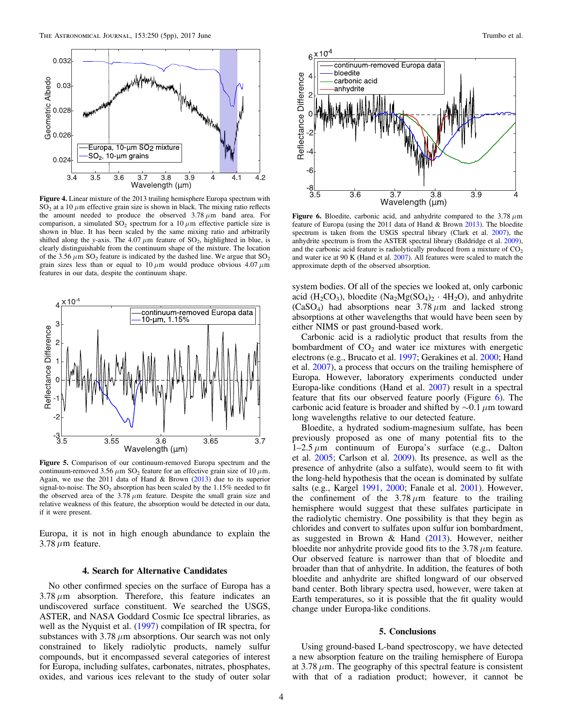**Figure 4.** Linear mixture of the 2013 trailing hemisphere Europa spectrum with $SO_2$ at a 10 $\mu$m effective grain size is shown in black. The mixing ratio reflects the amount needed to produce the observed 3.78 $\mu$m band area. For comparison, a simulated $SO_2$ spectrum for a 10 $\mu$m effective particle size is shown in blue. It has been scaled by the same mixing ratio and arbitrarily shifted along the $y$-axis. The 4.07 $\mu$m feature of $SO_2$, highlighted in blue, is clearly distinguishable from the continuum shape of the mixture. The location of the 3.56 $\mu$m $SO_2$ feature is indicated by the dashed line. We argue that $SO_2$ grain sizes less than or equal to 10 $\mu$m would produce obvious 4.07 $\mu$m features in our data, despite the continuum shape.

**Figure 5.** Comparison of our continuum-removed Europa spectrum and the continuum-removed 3.56 $\mu$m $SO_2$ feature for an effective grain size of 10 $\mu$m. Again, we use the 2011 data of Hand & Brown (2013) due to its superior signal-to-noise. The $SO_2$ absorption has been scaled by the 1.15% needed to fit the observed area of the 3.78 $\mu$m feature. Despite the small grain size and relative weakness of this feature, the absorption would be detected in our data, if it were present.

Europa, it is not in high enough abundance to explain the 3.78 $\mu$m feature.

## 4. Search for Alternative Candidates

No other confirmed species on the surface of Europa has a 3.78 $\mu$m absorption. Therefore, this feature indicates an undiscovered surface constituent. We searched the USGS, ASTER, and NASA Goddard Cosmic Ice spectral libraries, as well as the Nyquist et al. (1997) compilation of IR spectra, for substances with 3.78 $\mu$m absorptions. Our search was not only constrained to likely radiolytic products, namely sulfur compounds, but it encompassed several categories of interest for Europa, including sulfates, carbonates, nitrates, phosphates, oxides, and various ices relevant to the study of outer solar system bodies. Of all of the species we looked at, only carbonic acid ($H_2CO_3$), bloedite ($Na_2Mg(SO_4)_2 \cdot 4H_2O$), and anhydrite ($CaSO_4$) had absorptions near 3.78 $\mu$m and lacked strong absorptions at other wavelengths that would have been seen by either NIMS or past ground-based work.

Carbonic acid is a radiolytic product that results from the bombardment of $CO_2$ and water ice mixtures with energetic electrons (e.g., Brucato et al. 1997; Gerakines et al. 2000; Hand et al. 2007), a process that occurs on the trailing hemisphere of Europa. However, laboratory experiments conducted under Europa-like conditions (Hand et al. 2007) result in a spectral feature that fits our observed feature poorly (Figure 6). The carbonic acid feature is broader and shifted by ~0.1 $\mu$m toward long wavelengths relative to our detected feature.

Bloedite, a hydrated sodium-magnesium sulfate, has been previously proposed as one of many potential fits to the 1–2.5 $\mu$m continuum of Europa's surface (e.g., Dalton et al. 2005; Carlson et al. 2009). Its presence, as well as the presence of anhydrite (also a sulfate), would seem to fit with the long-held hypothesis that the ocean is dominated by sulfate salts (e.g., Kargel 1991, 2000; Fanale et al. 2001). However, the confinement of the 3.78 $\mu$m feature to the trailing hemisphere would suggest that these sulfates participate in the radiolytic chemistry. One possibility is that they begin as chlorides and convert to sulfates upon sulfur ion bombardment, as suggested in Brown & Hand (2013). However, neither bloedite nor anhydrite provide good fits to the 3.78 $\mu$m feature. Our observed feature is narrower than that of bloedite and broader than that of anhydrite. In addition, the features of both bloedite and anhydrite are shifted longward of our observed band center. Both library spectra used, however, were taken at Earth temperatures, so it is possible that the fit quality would change under Europa-like conditions.

**Figure 6.** Bloedite, carbonic acid, and anhydrite compared to the 3.78 $\mu$m feature of Europa (using the 2011 data of Hand & Brown 2013). The bloedite spectrum is taken from the USGS spectral library (Clark et al. 2007), the anhydrite spectrum is from the ASTER spectral library (Baldridge et al. 2009), and the carbonic acid feature is radiolytically produced from a mixture of $CO_2$ and water ice at 90 K (Hand et al. 2007). All features were scaled to match the approximate depth of the observed absorption.

## 5. Conclusions

Using ground-based L-band spectroscopy, we have detected a new absorption feature on the trailing hemisphere of Europa at 3.78 $\mu$m. The geography of this spectral feature is consistent with that of a radiation product; however, it cannot be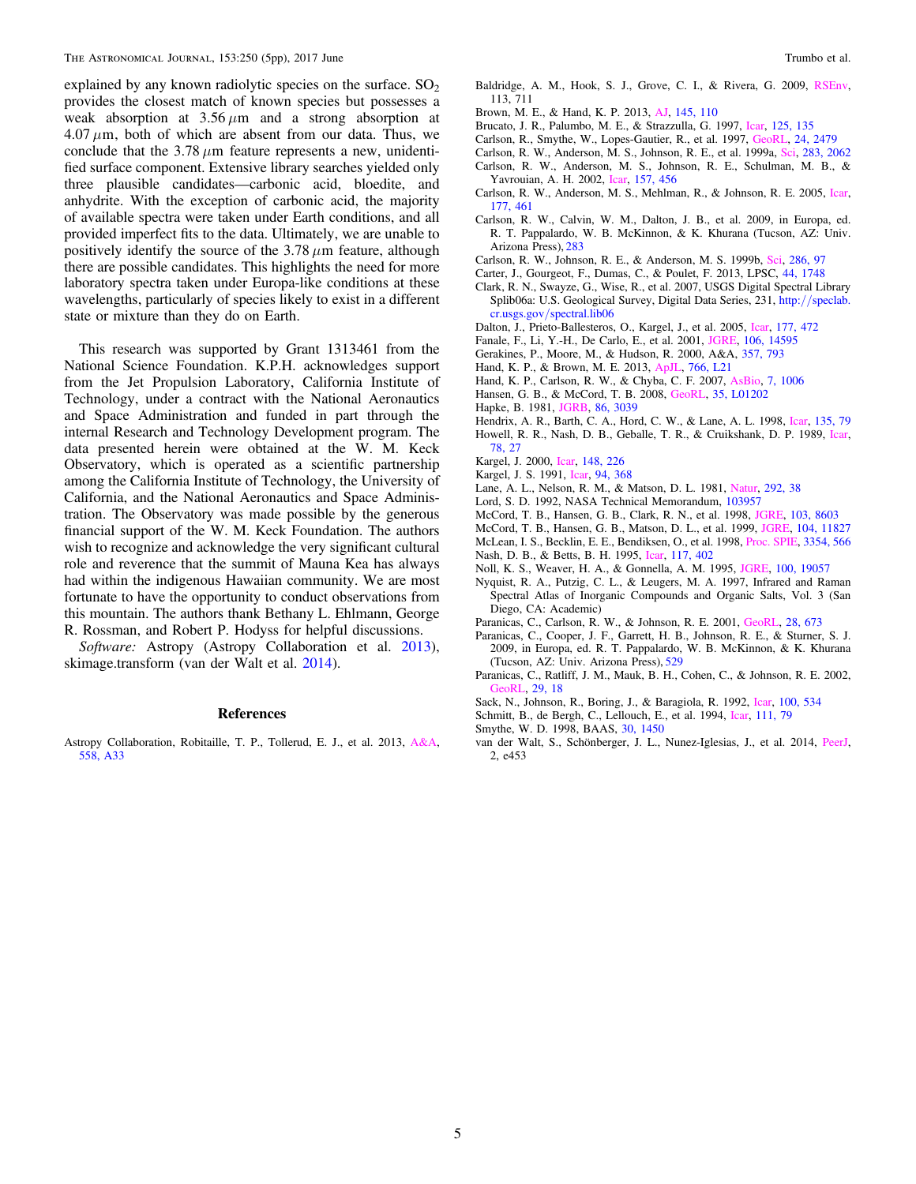explained by any known radiolytic species on the surface. $SO_2$ provides the closest match of known species but possesses a weak absorption at 3.56 $\mu$m and a strong absorption at 4.07 $\mu$m, both of which are absent from our data. Thus, we conclude that the 3.78 $\mu$m feature represents a new, unidentified surface component. Extensive library searches yielded only three plausible candidates—carbonic acid, bloedite, and anhydrite. With the exception of carbonic acid, the majority of available spectra were taken under Earth conditions, and all provided imperfect fits to the data. Ultimately, we are unable to positively identify the source of the 3.78 $\mu$m feature, although there are possible candidates. This highlights the need for more laboratory spectra taken under Europa-like conditions at these wavelengths, particularly of species likely to exist in a different state or mixture than they do on Earth.

This research was supported by Grant 1313461 from the National Science Foundation. K.P.H. acknowledges support from the Jet Propulsion Laboratory, California Institute of Technology, under a contract with the National Aeronautics and Space Administration and funded in part through the internal Research and Technology Development program. The data presented herein were obtained at the W. M. Keck Observatory, which is operated as a scientific partnership among the California Institute of Technology, the University of California, and the National Aeronautics and Space Administration. The Observatory was made possible by the generous financial support of the W. M. Keck Foundation. The authors wish to recognize and acknowledge the very significant cultural role and reverence that the summit of Mauna Kea has always had within the indigenous Hawaiian community. We are most fortunate to have the opportunity to conduct observations from this mountain. The authors thank Bethany L. Ehlmann, George R. Rossman, and Robert P. Hodyss for helpful discussions.

*Software:* Astropy (Astropy Collaboration et al. 2013), skimage.transform (van der Walt et al. 2014).

## References

Astropy Collaboration, Robitaille, T. P., Tollerud, E. J., et al. 2013, A&A, 558, A33

Baldridge, A. M., Hook, S. J., Grove, C. I., & Rivera, G. 2009, RSEnv, 113, 711

Brown, M. E., & Hand, K. P. 2013, AJ, 145, 110

Brucato, J. R., Palumbo, M. E., & Strazzulla, G. 1997, Icar, 125, 135

Carlson, R., Smythe, W., Lopes-Gautier, R., et al. 1997, GeoRL, 24, 2479

Carlson, R. W., Anderson, M. S., Johnson, R. E., et al. 1999a, Sci, 283, 2062

Carlson, R. W., Anderson, M. S., Johnson, R. E., Schulman, M. B., & Yavrouian, A. H. 2002, Icar, 157, 456

Carlson, R. W., Anderson, M. S., Mehlman, R., & Johnson, R. E. 2005, Icar, 177, 461

Carlson, R. W., Calvin, W. M., Dalton, J. B., et al. 2009, in Europa, ed. R. T. Pappalardo, W. B. McKinnon, & K. Khurana (Tucson, AZ: Univ. Arizona Press), 283

Carlson, R. W., Johnson, R. E., & Anderson, M. S. 1999b, Sci, 286, 97

Carter, J., Gourgeot, F., Dumas, C., & Poulet, F. 2013, LPSC, 44, 1748

Clark, R. N., Swayze, G., Wise, R., et al. 2007, USGS Digital Spectral Library Splib06a: U.S. Geological Survey, Digital Data Series, 231, http://speclab.cr.usgs.gov/spectral.lib06

Dalton, J., Prieto-Ballesteros, O., Kargel, J., et al. 2005, Icar, 177, 472

Fanale, F., Li, Y.-H., De Carlo, E., et al. 2001, JGRE, 106, 14595

Gerakines, P., Moore, M., & Hudson, R. 2000, A&A, 357, 793

Hand, K. P., & Brown, M. E. 2013, ApJL, 766, L21

Hand, K. P., Carlson, R. W., & Chyba, C. F. 2007, AsBio, 7, 1006

Hansen, G. B., & McCord, T. B. 2008, GeoRL, 35, L01202

Hapke, B. 1981, JGRB, 86, 3039

Hendrix, A. R., Barth, C. A., Hord, C. W., & Lane, A. L. 1998, Icar, 135, 79

Howell, R. R., Nash, D. B., Geballe, T. R., & Cruikshank, D. P. 1989, Icar, 78, 27

Kargel, J. 2000, Icar, 148, 226

Kargel, J. S. 1991, Icar, 94, 368

Lane, A. L., Nelson, R. M., & Matson, D. L. 1981, Natur, 292, 38

Lord, S. D. 1992, NASA Technical Memorandum, 103957

McCord, T. B., Hansen, G. B., Clark, R. N., et al. 1998, JGRE, 103, 8603

McCord, T. B., Hansen, G. B., Matson, D. L., et al. 1999, JGRE, 104, 11827

McLean, I. S., Becklin, E. E., Bendiksen, O., et al. 1998, Proc. SPIE, 3354, 566

Nash, D. B., & Betts, B. H. 1995, Icar, 117, 402

Noll, K. S., Weaver, H. A., & Gonnella, A. M. 1995, JGRE, 100, 19057

Nyquist, R. A., Putzig, C. L., & Leugers, M. A. 1997, Infrared and Raman Spectral Atlas of Inorganic Compounds and Organic Salts, Vol. 3 (San Diego, CA: Academic)

Paranicas, C., Carlson, R. W., & Johnson, R. E. 2001, GeoRL, 28, 673

Paranicas, C., Cooper, J. F., Garrett, H. B., Johnson, R. E., & Sturner, S. J. 2009, in Europa, ed. R. T. Pappalardo, W. B. McKinnon, & K. Khurana (Tucson, AZ: Univ. Arizona Press), 529

Paranicas, C., Ratliff, J. M., Mauk, B. H., Cohen, C., & Johnson, R. E. 2002, GeoRL, 29, 18

Sack, N., Johnson, R., Boring, J., & Baragiola, R. 1992, Icar, 100, 534

Schmitt, B., de Bergh, C., Lellouch, E., et al. 1994, Icar, 111, 79

Smythe, W. D. 1998, BAAS, 30, 1450

van der Walt, S., Schönberger, J. L., Nunez-Iglesias, J., et al. 2014, PeerJ, 2, e453